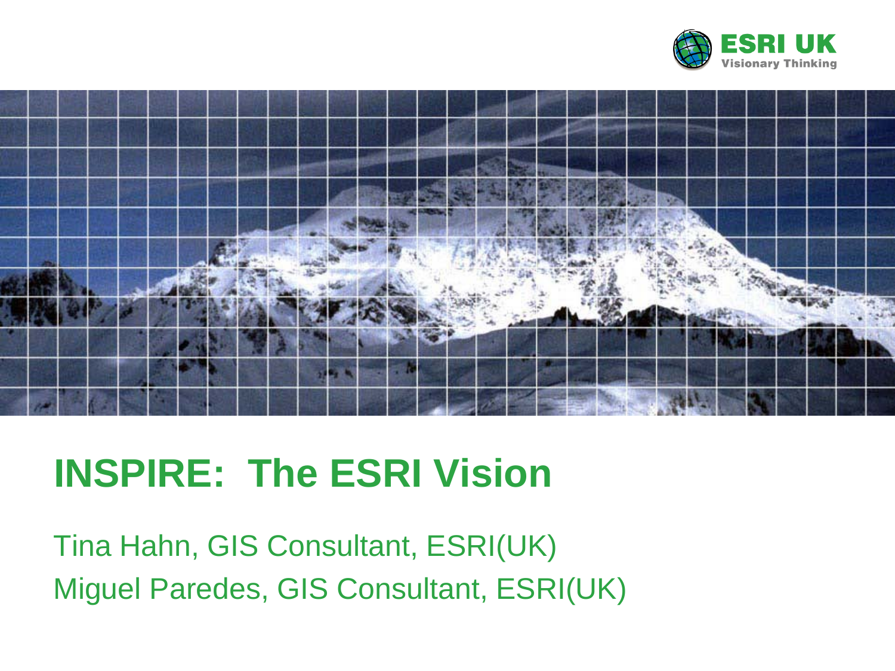# INSPIRE: The ESRI Vision

Tina Hahn, GIS Consultant, ESRI(UK)

Miguel Paredes, GIS Consultant, ESRI(UK)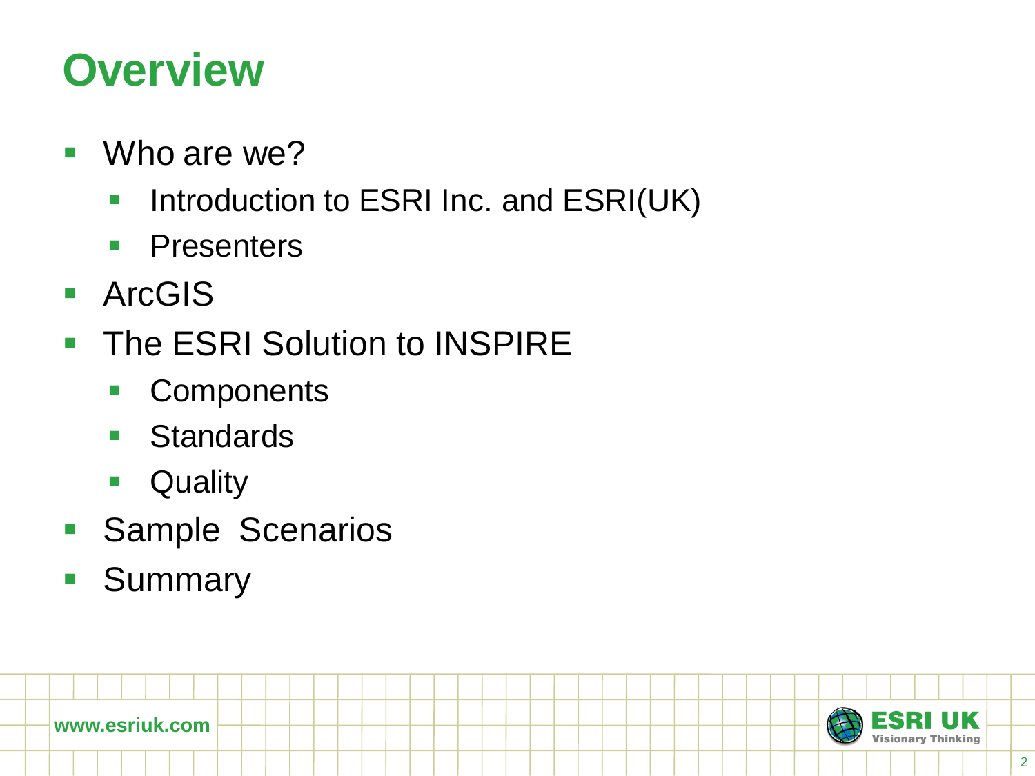# Overview

- Who are we?
  - Introduction to ESRI Inc. and ESRI(UK)
  - Presenters
- ArcGIS
- The ESRI Solution to INSPIRE
  - Components
  - Standards
  - Quality
- Sample Scenarios
- Summary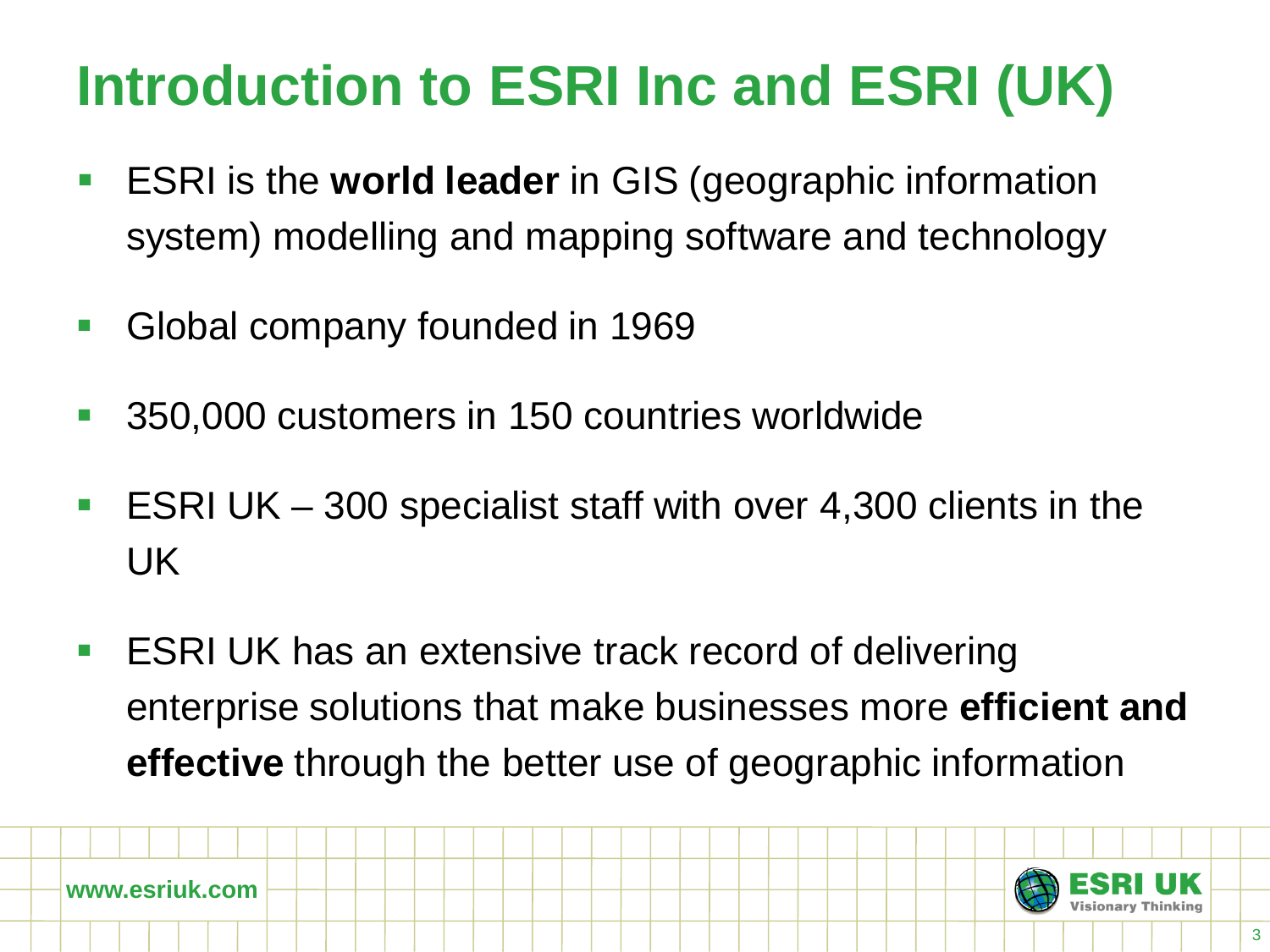# Introduction to ESRI Inc and ESRI (UK)

- ESRI is the **world leader** in GIS (geographic information system) modelling and mapping software and technology
- Global company founded in 1969
- 350,000 customers in 150 countries worldwide
- ESRI UK – 300 specialist staff with over 4,300 clients in the UK
- ESRI UK has an extensive track record of delivering enterprise solutions that make businesses more **efficient and effective** through the better use of geographic information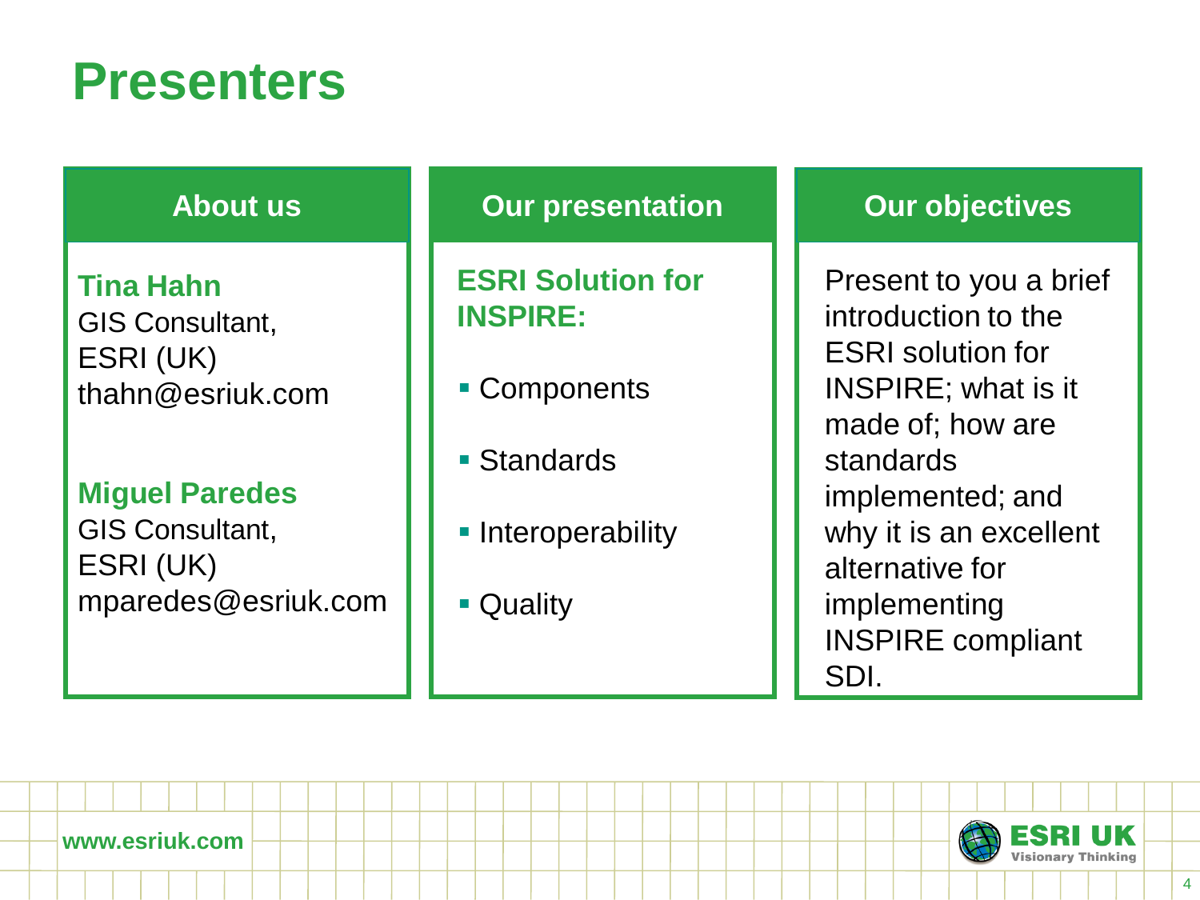# Presenters

## About us

**Tina Hahn**
GIS Consultant,
ESRI (UK)
thahn@esriuk.com

**Miguel Paredes**
GIS Consultant,
ESRI (UK)
mparedes@esriuk.com

## Our presentation

**ESRI Solution for INSPIRE:**

- Components
- Standards
- Interoperability
- Quality

## Our objectives

Present to you a brief introduction to the ESRI solution for INSPIRE; what is it made of; how are standards implemented; and why it is an excellent alternative for implementing INSPIRE compliant SDI.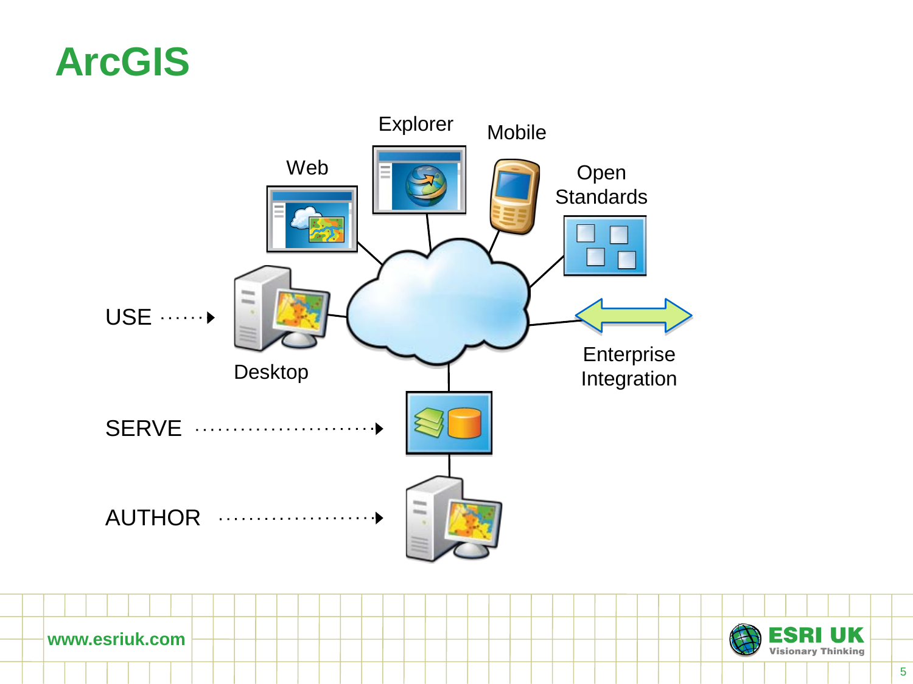# ArcGIS

Explorer

Mobile

Web

Open Standards

USE

Desktop

Enterprise Integration

SERVE

AUTHOR

www.esriuk.com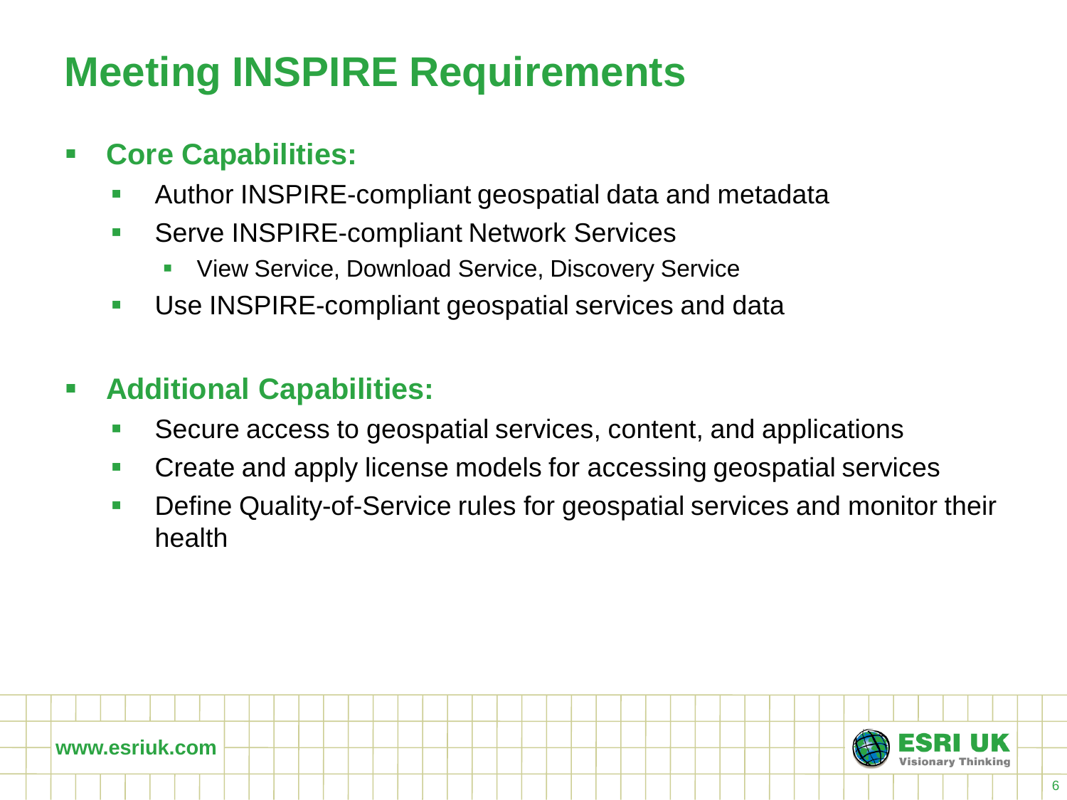# Meeting INSPIRE Requirements

- **Core Capabilities:**
  - Author INSPIRE-compliant geospatial data and metadata
  - Serve INSPIRE-compliant Network Services
    - View Service, Download Service, Discovery Service
  - Use INSPIRE-compliant geospatial services and data

- **Additional Capabilities:**
  - Secure access to geospatial services, content, and applications
  - Create and apply license models for accessing geospatial services
  - Define Quality-of-Service rules for geospatial services and monitor their health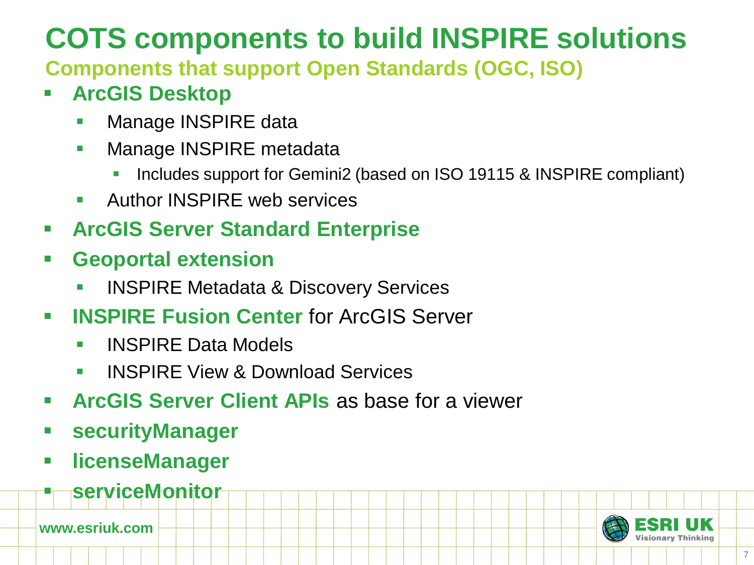# COTS components to build INSPIRE solutions

## Components that support Open Standards (OGC, ISO)

- **ArcGIS Desktop**
  - Manage INSPIRE data
  - Manage INSPIRE metadata
    - Includes support for Gemini2 (based on ISO 19115 & INSPIRE compliant)
  - Author INSPIRE web services
- **ArcGIS Server Standard Enterprise**
- **Geoportal extension**
  - INSPIRE Metadata & Discovery Services
- **INSPIRE Fusion Center** for ArcGIS Server
  - INSPIRE Data Models
  - INSPIRE View & Download Services
- **ArcGIS Server Client APIs** as base for a viewer
- **securityManager**
- **licenseManager**
- **serviceMonitor**

www.esriuk.com

ESRI UK Visionary Thinking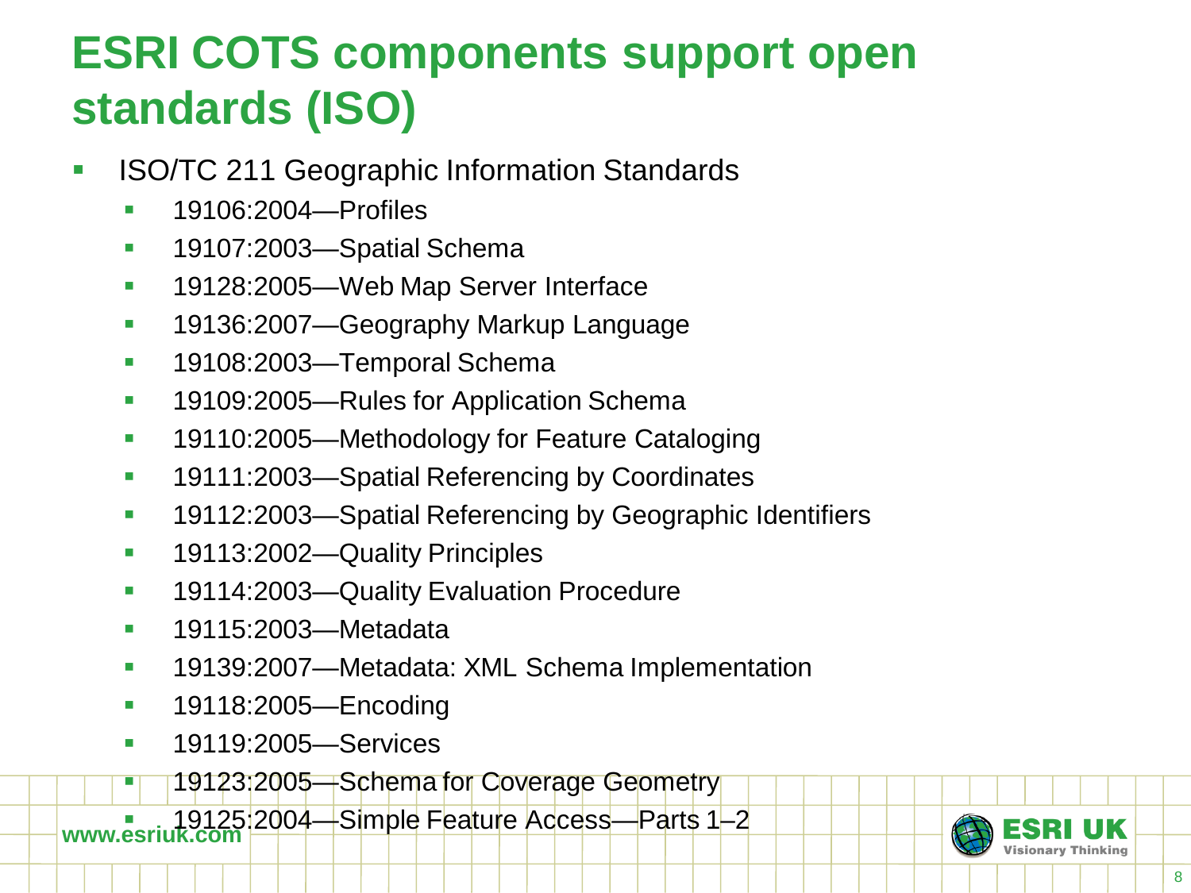# ESRI COTS components support open standards (ISO)

- ISO/TC 211 Geographic Information Standards
  - 19106:2004—Profiles
  - 19107:2003—Spatial Schema
  - 19128:2005—Web Map Server Interface
  - 19136:2007—Geography Markup Language
  - 19108:2003—Temporal Schema
  - 19109:2005—Rules for Application Schema
  - 19110:2005—Methodology for Feature Cataloging
  - 19111:2003—Spatial Referencing by Coordinates
  - 19112:2003—Spatial Referencing by Geographic Identifiers
  - 19113:2002—Quality Principles
  - 19114:2003—Quality Evaluation Procedure
  - 19115:2003—Metadata
  - 19139:2007—Metadata: XML Schema Implementation
  - 19118:2005—Encoding
  - 19119:2005—Services
  - 19123:2005—Schema for Coverage Geometry
  - 19125:2004—Simple Feature Access—Parts 1–2

www.esriuk.com

ESRI UK Visionary Thinking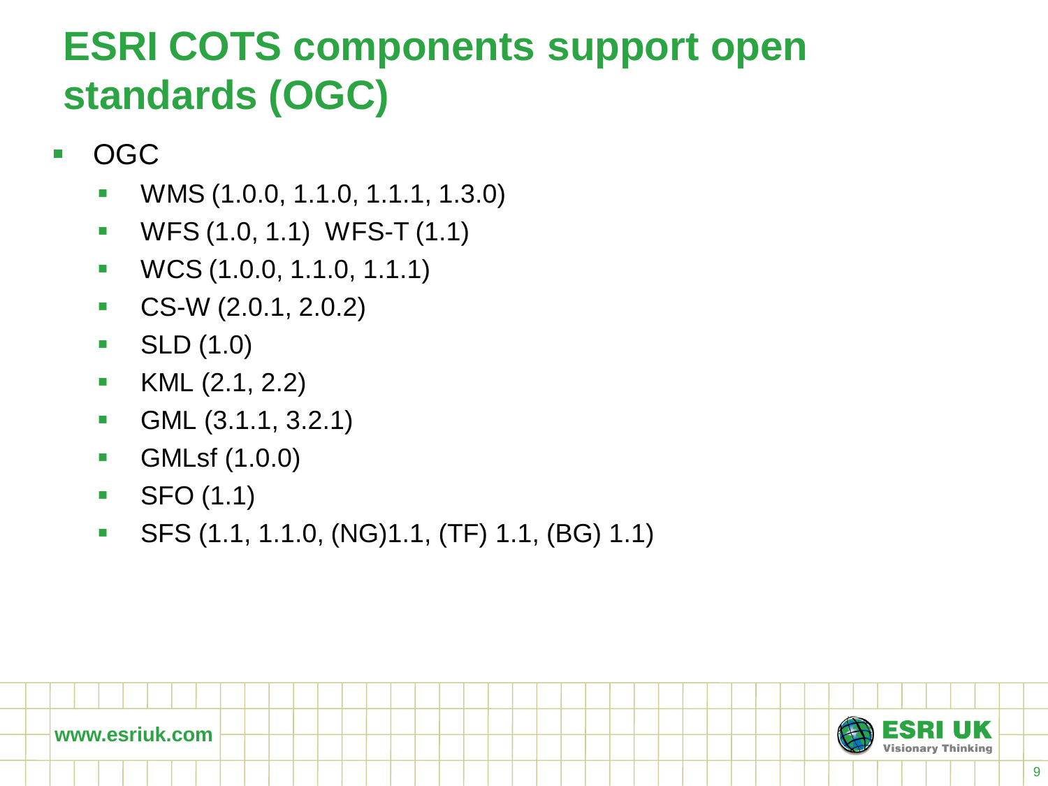# ESRI COTS components support open standards (OGC)

- OGC
  - WMS (1.0.0, 1.1.0, 1.1.1, 1.3.0)
  - WFS (1.0, 1.1) WFS-T (1.1)
  - WCS (1.0.0, 1.1.0, 1.1.1)
  - CS-W (2.0.1, 2.0.2)
  - SLD (1.0)
  - KML (2.1, 2.2)
  - GML (3.1.1, 3.2.1)
  - GMLsf (1.0.0)
  - SFO (1.1)
  - SFS (1.1, 1.1.0, (NG)1.1, (TF) 1.1, (BG) 1.1)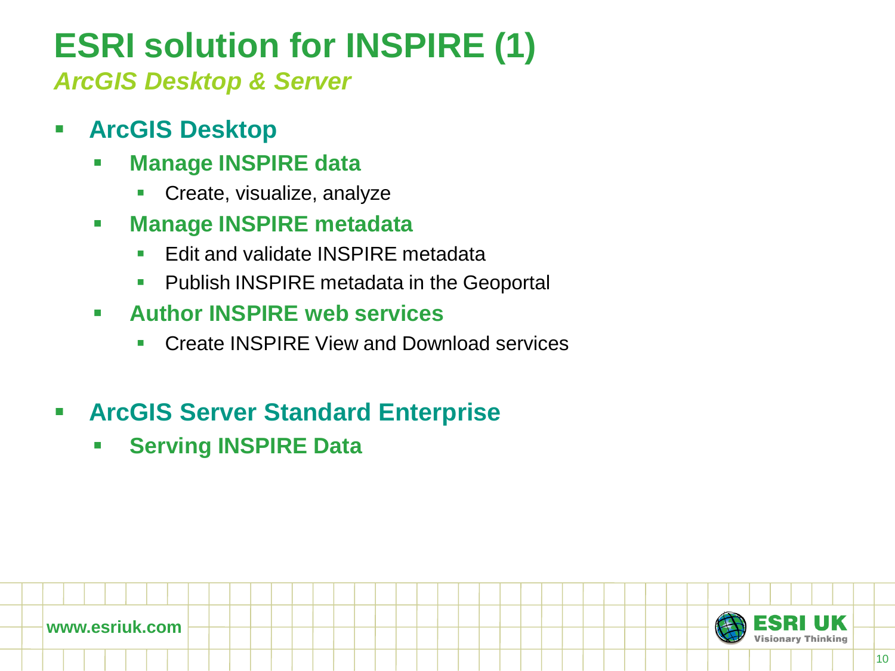# ESRI solution for INSPIRE (1)

*ArcGIS Desktop & Server*

- **ArcGIS Desktop**
  - **Manage INSPIRE data**
    - Create, visualize, analyze
  - **Manage INSPIRE metadata**
    - Edit and validate INSPIRE metadata
    - Publish INSPIRE metadata in the Geoportal
  - **Author INSPIRE web services**
    - Create INSPIRE View and Download services

- **ArcGIS Server Standard Enterprise**
  - **Serving INSPIRE Data**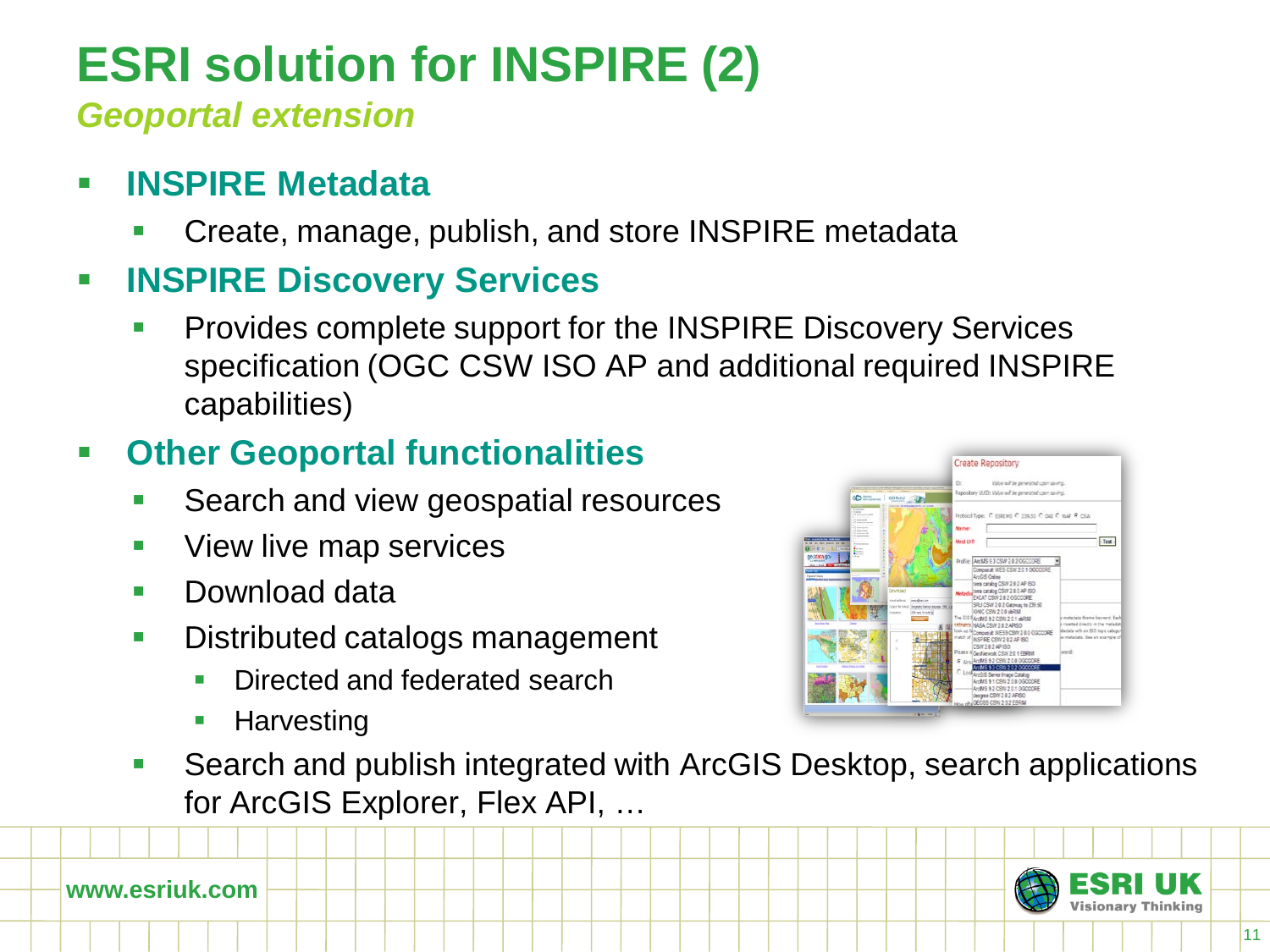# ESRI solution for INSPIRE (2)

*Geoportal extension*

- **INSPIRE Metadata**
  - Create, manage, publish, and store INSPIRE metadata
- **INSPIRE Discovery Services**
  - Provides complete support for the INSPIRE Discovery Services specification (OGC CSW ISO AP and additional required INSPIRE capabilities)
- **Other Geoportal functionalities**
  - Search and view geospatial resources
  - View live map services
  - Download data
  - Distributed catalogs management
    - Directed and federated search
    - Harvesting
  - Search and publish integrated with ArcGIS Desktop, search applications for ArcGIS Explorer, Flex API, …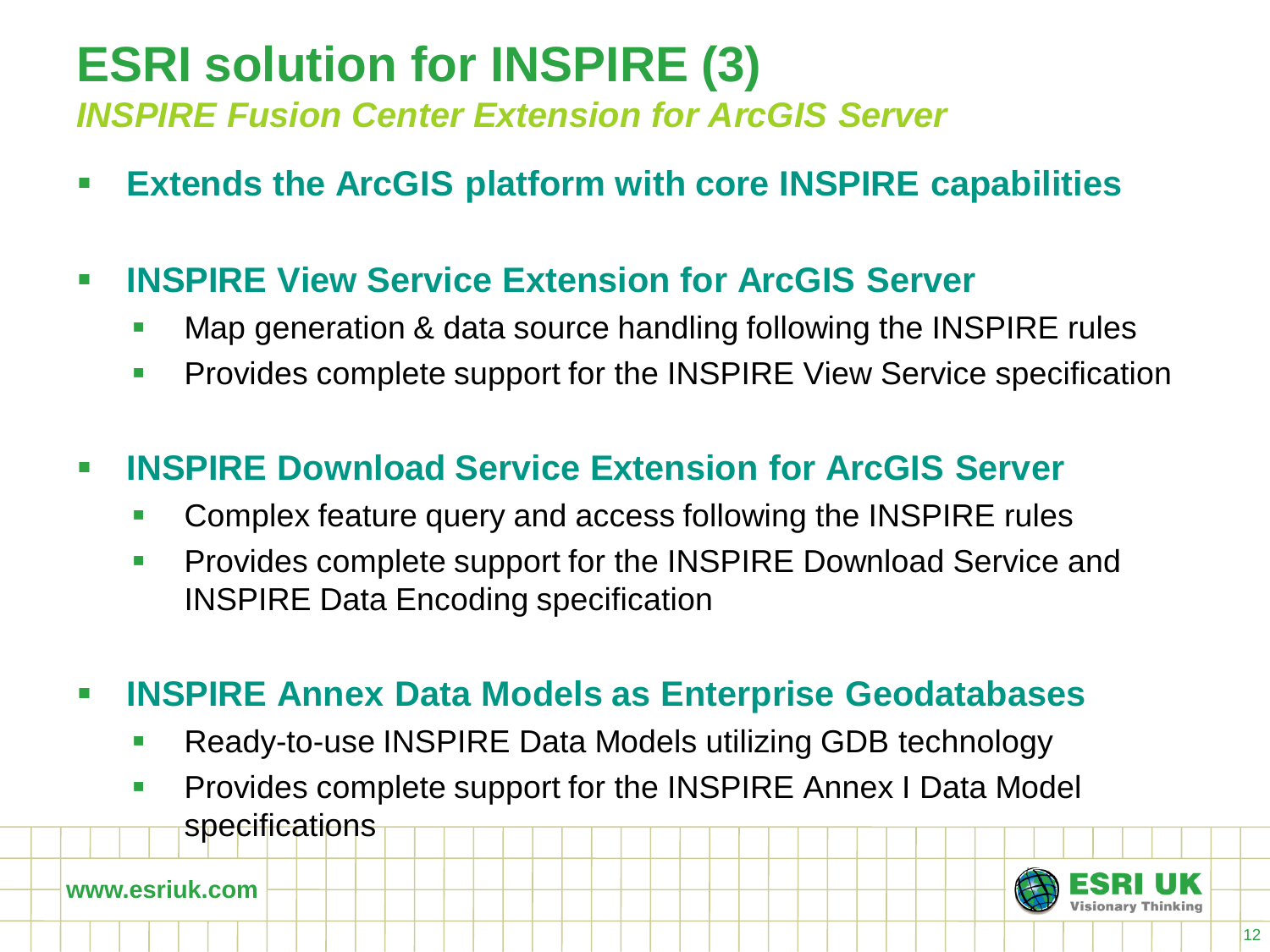# ESRI solution for INSPIRE (3)

## *INSPIRE Fusion Center Extension for ArcGIS Server*

- **Extends the ArcGIS platform with core INSPIRE capabilities**

- **INSPIRE View Service Extension for ArcGIS Server**
  - Map generation & data source handling following the INSPIRE rules
  - Provides complete support for the INSPIRE View Service specification

- **INSPIRE Download Service Extension for ArcGIS Server**
  - Complex feature query and access following the INSPIRE rules
  - Provides complete support for the INSPIRE Download Service and INSPIRE Data Encoding specification

- **INSPIRE Annex Data Models as Enterprise Geodatabases**
  - Ready-to-use INSPIRE Data Models utilizing GDB technology
  - Provides complete support for the INSPIRE Annex I Data Model specifications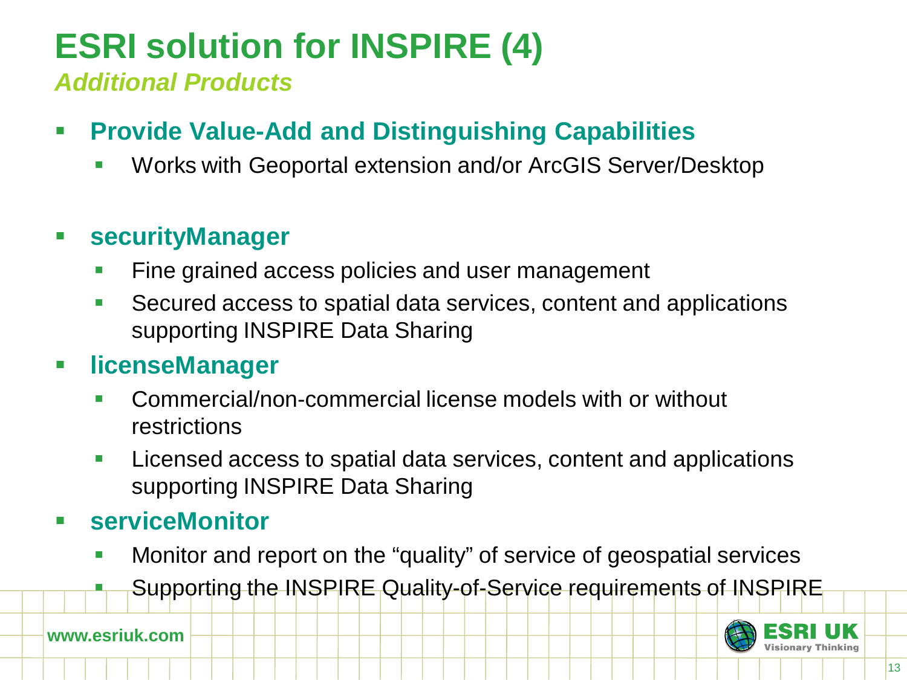# ESRI solution for INSPIRE (4)

*Additional Products*

- **Provide Value-Add and Distinguishing Capabilities**
  - Works with Geoportal extension and/or ArcGIS Server/Desktop

- **securityManager**
  - Fine grained access policies and user management
  - Secured access to spatial data services, content and applications supporting INSPIRE Data Sharing
- **licenseManager**
  - Commercial/non-commercial license models with or without restrictions
  - Licensed access to spatial data services, content and applications supporting INSPIRE Data Sharing
- **serviceMonitor**
  - Monitor and report on the “quality” of service of geospatial services
  - Supporting the INSPIRE Quality-of-Service requirements of INSPIRE

www.esriuk.com

ESRI UK Visionary Thinking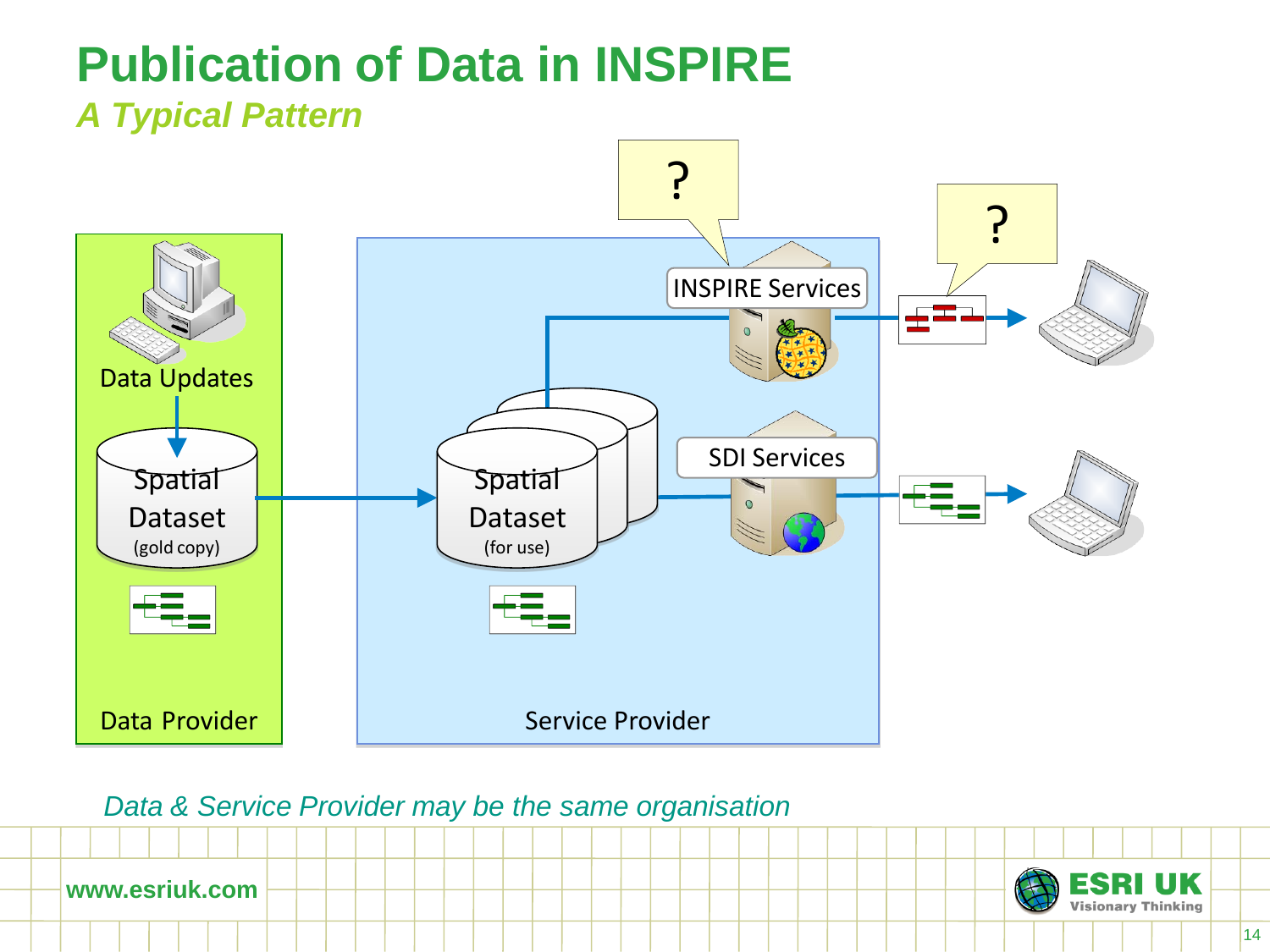# Publication of Data in INSPIRE

## *A Typical Pattern*

Data Updates

Spatial Dataset (gold copy)

Data Provider

Spatial Dataset (for use)

INSPIRE Services

SDI Services

Service Provider

?

?

*Data & Service Provider may be the same organisation*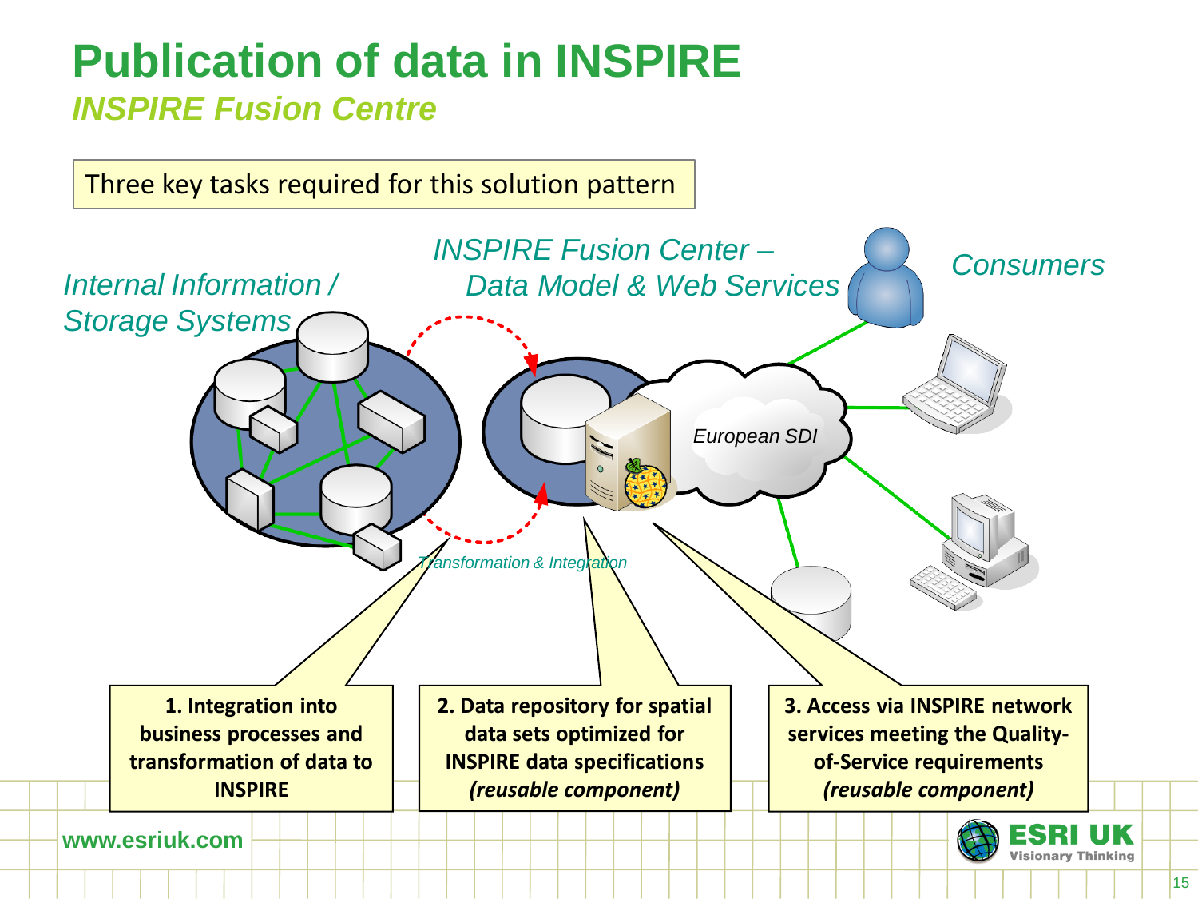# Publication of data in INSPIRE

## *INSPIRE Fusion Centre*

Three key tasks required for this solution pattern

*Internal Information / Storage Systems*

*INSPIRE Fusion Center – Data Model & Web Services*

*Consumers*

*European SDI*

*Transformation & Integration*

**1. Integration into business processes and transformation of data to INSPIRE**

**2. Data repository for spatial data sets optimized for INSPIRE data specifications *(reusable component)***

**3. Access via INSPIRE network services meeting the Quality-of-Service requirements *(reusable component)***

www.esriuk.com

ESRI UK Visionary Thinking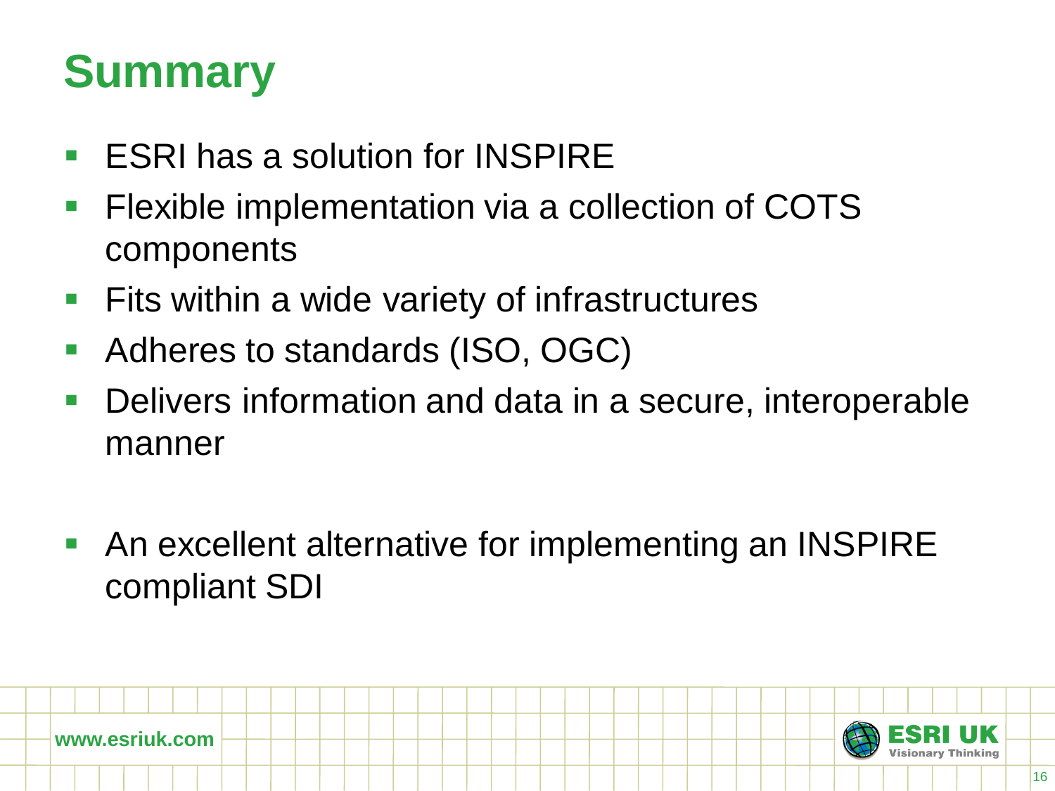# Summary

- ESRI has a solution for INSPIRE
- Flexible implementation via a collection of COTS components
- Fits within a wide variety of infrastructures
- Adheres to standards (ISO, OGC)
- Delivers information and data in a secure, interoperable manner

- An excellent alternative for implementing an INSPIRE compliant SDI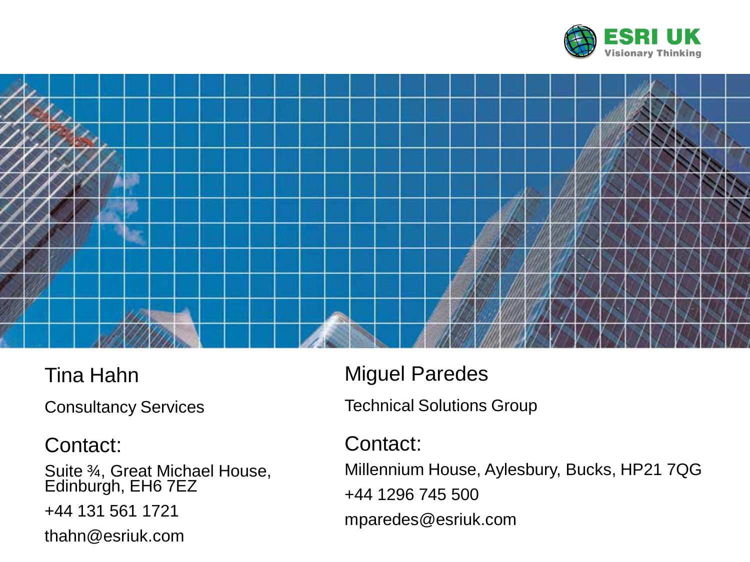ESRI UK
Visionary Thinking

Tina Hahn

Consultancy Services

Contact:

Suite ¾, Great Michael House,
Edinburgh, EH6 7EZ

+44 131 561 1721

thahn@esriuk.com

Miguel Paredes

Technical Solutions Group

Contact:

Millennium House, Aylesbury, Bucks, HP21 7QG

+44 1296 745 500

mparedes@esriuk.com